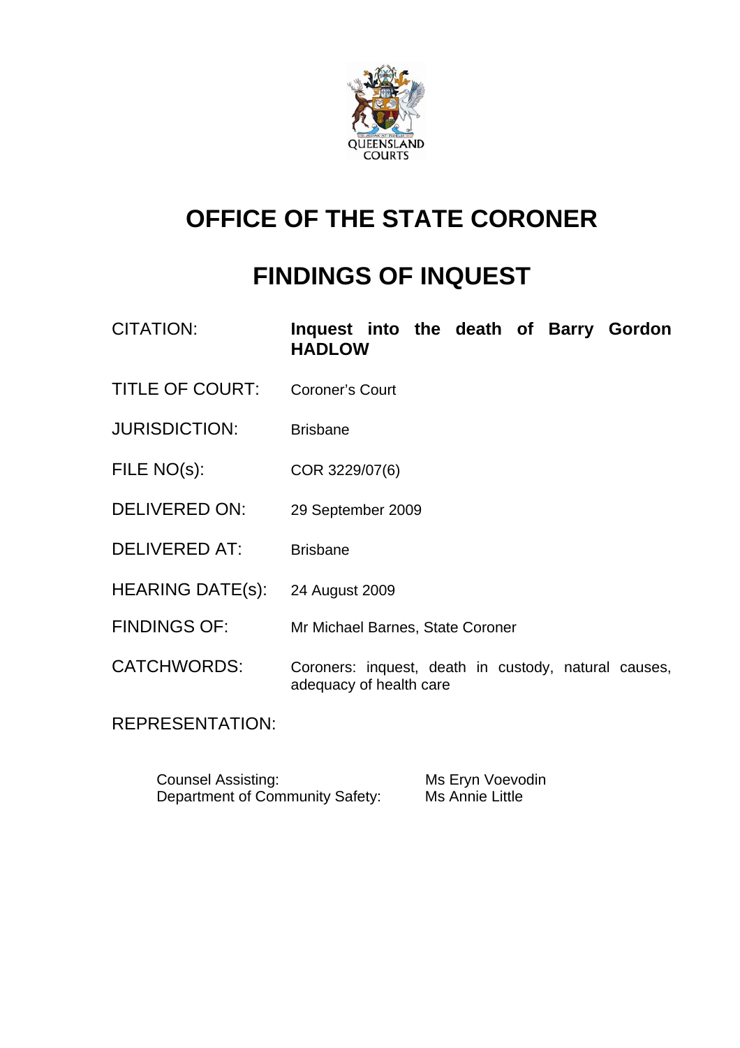QUEENSLAND COURTS

# OFFICE OF THE STATE CORONER

# FINDINGS OF INQUEST

| | |
|---|---|
| CITATION: | **Inquest into the death of Barry Gordon HADLOW** |
| TITLE OF COURT: | Coroner's Court |
| JURISDICTION: | Brisbane |
| FILE NO(s): | COR 3229/07(6) |
| DELIVERED ON: | 29 September 2009 |
| DELIVERED AT: | Brisbane |
| HEARING DATE(s): | 24 August 2009 |
| FINDINGS OF: | Mr Michael Barnes, State Coroner |
| CATCHWORDS: | Coroners: inquest, death in custody, natural causes, adequacy of health care |

REPRESENTATION:

| | |
|---|---|
| Counsel Assisting: | Ms Eryn Voevodin |
| Department of Community Safety: | Ms Annie Little |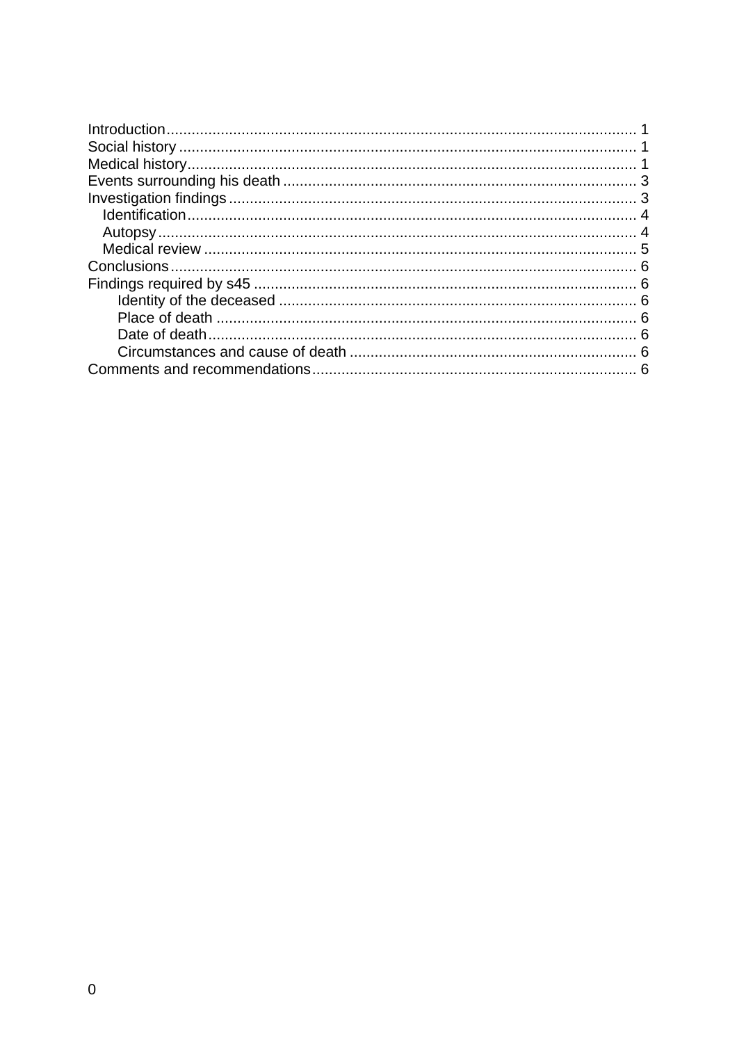Introduction ........................................................................................................ 1
Social history ........................................................................................................ 1
Medical history ........................................................................................................ 1
Events surrounding his death ........................................................................................................ 3
Investigation findings ........................................................................................................ 3
  Identification ........................................................................................................ 4
  Autopsy ........................................................................................................ 4
  Medical review ........................................................................................................ 5
Conclusions ........................................................................................................ 6
Findings required by s45 ........................................................................................................ 6
    Identity of the deceased ........................................................................................................ 6
    Place of death ........................................................................................................ 6
    Date of death ........................................................................................................ 6
    Circumstances and cause of death ........................................................................................................ 6
Comments and recommendations ........................................................................................................ 6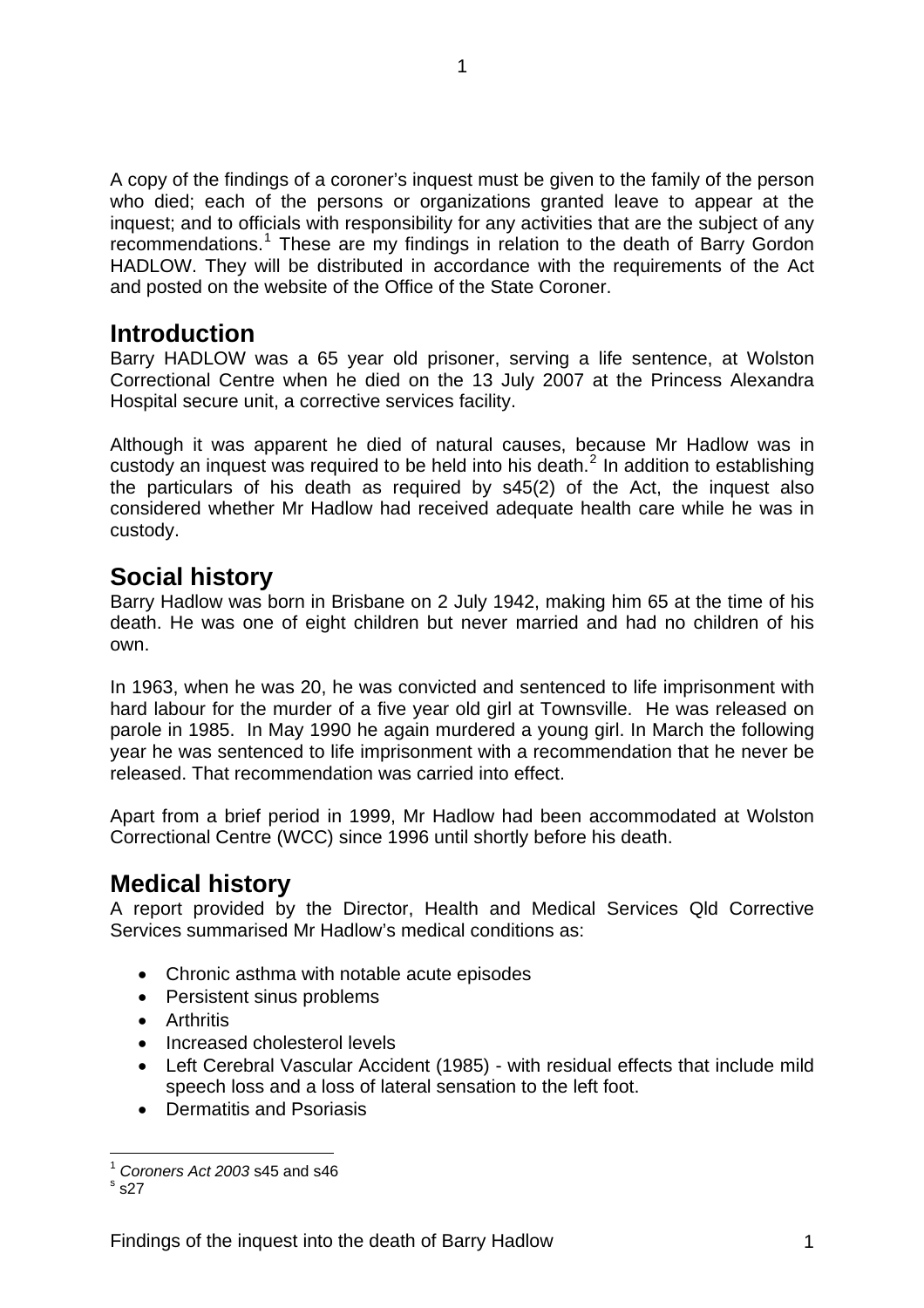A copy of the findings of a coroner's inquest must be given to the family of the person who died; each of the persons or organizations granted leave to appear at the inquest; and to officials with responsibility for any activities that are the subject of any recommendations.[1] These are my findings in relation to the death of Barry Gordon HADLOW. They will be distributed in accordance with the requirements of the Act and posted on the website of the Office of the State Coroner.

## Introduction

Barry HADLOW was a 65 year old prisoner, serving a life sentence, at Wolston Correctional Centre when he died on the 13 July 2007 at the Princess Alexandra Hospital secure unit, a corrective services facility.

Although it was apparent he died of natural causes, because Mr Hadlow was in custody an inquest was required to be held into his death.[2] In addition to establishing the particulars of his death as required by s45(2) of the Act, the inquest also considered whether Mr Hadlow had received adequate health care while he was in custody.

## Social history

Barry Hadlow was born in Brisbane on 2 July 1942, making him 65 at the time of his death. He was one of eight children but never married and had no children of his own.

In 1963, when he was 20, he was convicted and sentenced to life imprisonment with hard labour for the murder of a five year old girl at Townsville. He was released on parole in 1985. In May 1990 he again murdered a young girl. In March the following year he was sentenced to life imprisonment with a recommendation that he never be released. That recommendation was carried into effect.

Apart from a brief period in 1999, Mr Hadlow had been accommodated at Wolston Correctional Centre (WCC) since 1996 until shortly before his death.

## Medical history

A report provided by the Director, Health and Medical Services Qld Corrective Services summarised Mr Hadlow's medical conditions as:

- Chronic asthma with notable acute episodes
- Persistent sinus problems
- Arthritis
- Increased cholesterol levels
- Left Cerebral Vascular Accident (1985) - with residual effects that include mild speech loss and a loss of lateral sensation to the left foot.
- Dermatitis and Psoriasis

---

[1] *Coroners Act 2003* s45 and s46

[s] s27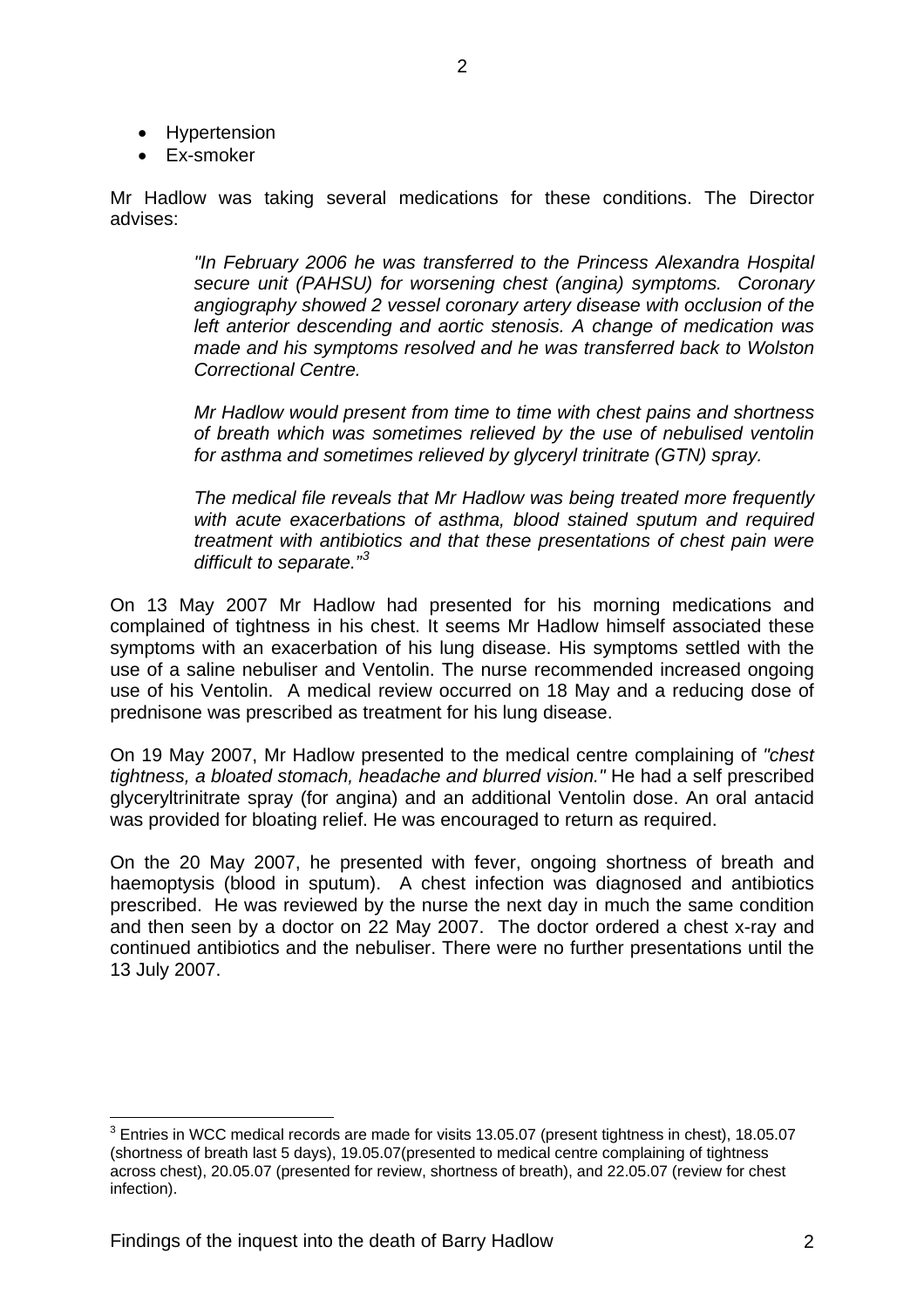- Hypertension
- Ex-smoker

Mr Hadlow was taking several medications for these conditions. The Director advises:

> *"In February 2006 he was transferred to the Princess Alexandra Hospital secure unit (PAHSU) for worsening chest (angina) symptoms. Coronary angiography showed 2 vessel coronary artery disease with occlusion of the left anterior descending and aortic stenosis. A change of medication was made and his symptoms resolved and he was transferred back to Wolston Correctional Centre.*
>
> *Mr Hadlow would present from time to time with chest pains and shortness of breath which was sometimes relieved by the use of nebulised ventolin for asthma and sometimes relieved by glyceryl trinitrate (GTN) spray.*
>
> *The medical file reveals that Mr Hadlow was being treated more frequently with acute exacerbations of asthma, blood stained sputum and required treatment with antibiotics and that these presentations of chest pain were difficult to separate."*[3]

On 13 May 2007 Mr Hadlow had presented for his morning medications and complained of tightness in his chest. It seems Mr Hadlow himself associated these symptoms with an exacerbation of his lung disease. His symptoms settled with the use of a saline nebuliser and Ventolin. The nurse recommended increased ongoing use of his Ventolin. A medical review occurred on 18 May and a reducing dose of prednisone was prescribed as treatment for his lung disease.

On 19 May 2007, Mr Hadlow presented to the medical centre complaining of *"chest tightness, a bloated stomach, headache and blurred vision."* He had a self prescribed glyceryltrinitrate spray (for angina) and an additional Ventolin dose. An oral antacid was provided for bloating relief. He was encouraged to return as required.

On the 20 May 2007, he presented with fever, ongoing shortness of breath and haemoptysis (blood in sputum). A chest infection was diagnosed and antibiotics prescribed. He was reviewed by the nurse the next day in much the same condition and then seen by a doctor on 22 May 2007. The doctor ordered a chest x-ray and continued antibiotics and the nebuliser. There were no further presentations until the 13 July 2007.

---

[3] Entries in WCC medical records are made for visits 13.05.07 (present tightness in chest), 18.05.07 (shortness of breath last 5 days), 19.05.07(presented to medical centre complaining of tightness across chest), 20.05.07 (presented for review, shortness of breath), and 22.05.07 (review for chest infection).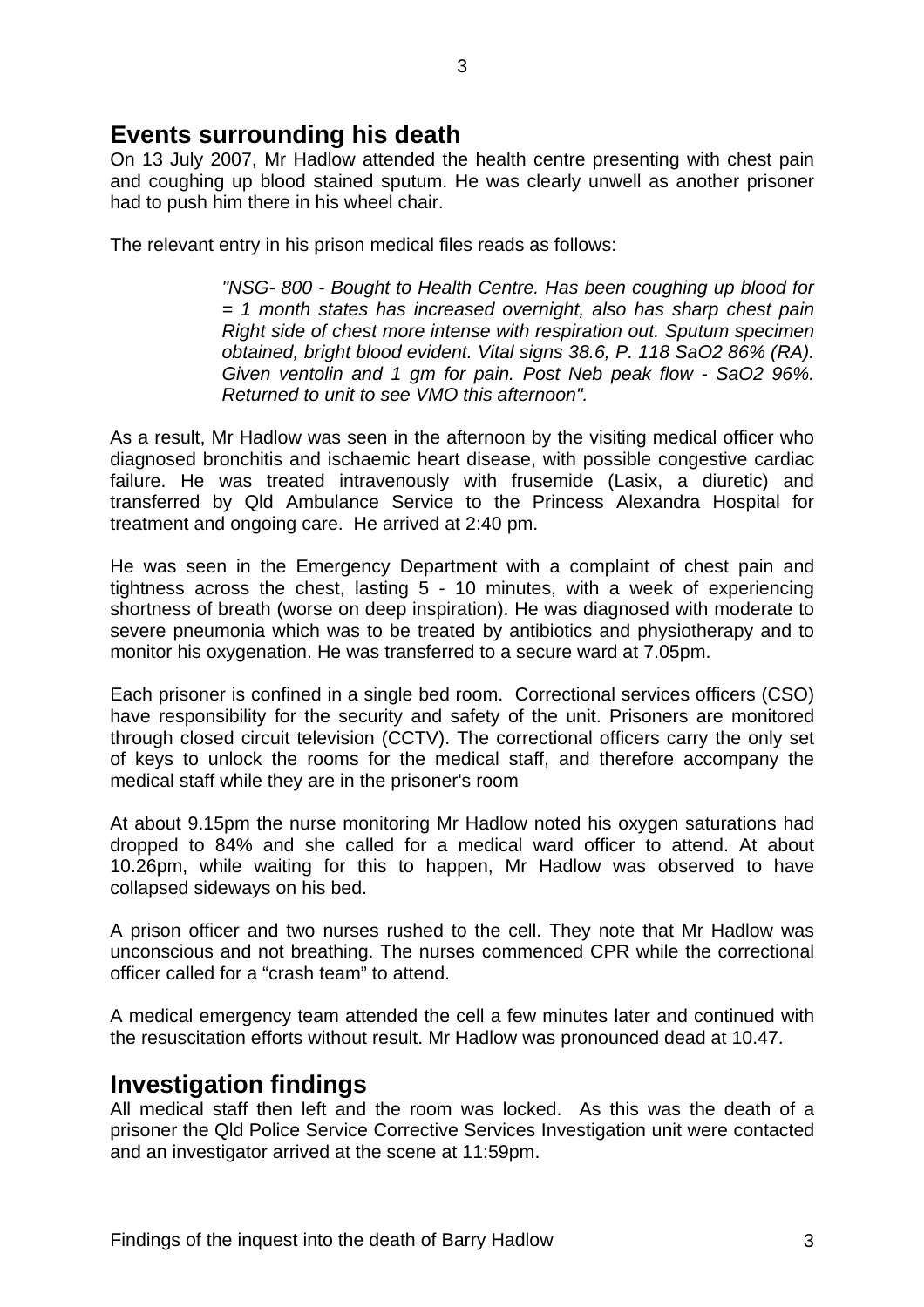## Events surrounding his death

On 13 July 2007, Mr Hadlow attended the health centre presenting with chest pain and coughing up blood stained sputum. He was clearly unwell as another prisoner had to push him there in his wheel chair.

The relevant entry in his prison medical files reads as follows:

> *"NSG- 800 - Bought to Health Centre. Has been coughing up blood for = 1 month states has increased overnight, also has sharp chest pain Right side of chest more intense with respiration out. Sputum specimen obtained, bright blood evident. Vital signs 38.6, P. 118 SaO2 86% (RA). Given ventolin and 1 gm for pain. Post Neb peak flow - SaO2 96%. Returned to unit to see VMO this afternoon".*

As a result, Mr Hadlow was seen in the afternoon by the visiting medical officer who diagnosed bronchitis and ischaemic heart disease, with possible congestive cardiac failure. He was treated intravenously with frusemide (Lasix, a diuretic) and transferred by Qld Ambulance Service to the Princess Alexandra Hospital for treatment and ongoing care. He arrived at 2:40 pm.

He was seen in the Emergency Department with a complaint of chest pain and tightness across the chest, lasting 5 - 10 minutes, with a week of experiencing shortness of breath (worse on deep inspiration). He was diagnosed with moderate to severe pneumonia which was to be treated by antibiotics and physiotherapy and to monitor his oxygenation. He was transferred to a secure ward at 7.05pm.

Each prisoner is confined in a single bed room. Correctional services officers (CSO) have responsibility for the security and safety of the unit. Prisoners are monitored through closed circuit television (CCTV). The correctional officers carry the only set of keys to unlock the rooms for the medical staff, and therefore accompany the medical staff while they are in the prisoner's room

At about 9.15pm the nurse monitoring Mr Hadlow noted his oxygen saturations had dropped to 84% and she called for a medical ward officer to attend. At about 10.26pm, while waiting for this to happen, Mr Hadlow was observed to have collapsed sideways on his bed.

A prison officer and two nurses rushed to the cell. They note that Mr Hadlow was unconscious and not breathing. The nurses commenced CPR while the correctional officer called for a "crash team" to attend.

A medical emergency team attended the cell a few minutes later and continued with the resuscitation efforts without result. Mr Hadlow was pronounced dead at 10.47.

## Investigation findings

All medical staff then left and the room was locked. As this was the death of a prisoner the Qld Police Service Corrective Services Investigation unit were contacted and an investigator arrived at the scene at 11:59pm.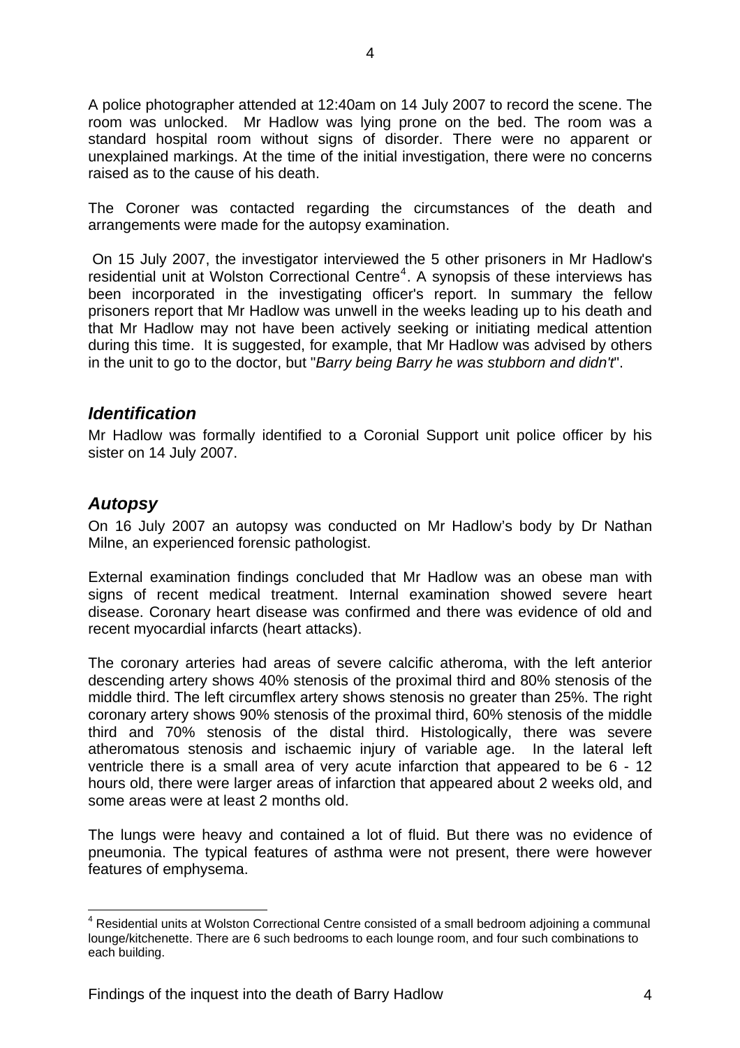A police photographer attended at 12:40am on 14 July 2007 to record the scene. The room was unlocked. Mr Hadlow was lying prone on the bed. The room was a standard hospital room without signs of disorder. There were no apparent or unexplained markings. At the time of the initial investigation, there were no concerns raised as to the cause of his death.

The Coroner was contacted regarding the circumstances of the death and arrangements were made for the autopsy examination.

On 15 July 2007, the investigator interviewed the 5 other prisoners in Mr Hadlow's residential unit at Wolston Correctional Centre[4]. A synopsis of these interviews has been incorporated in the investigating officer's report. In summary the fellow prisoners report that Mr Hadlow was unwell in the weeks leading up to his death and that Mr Hadlow may not have been actively seeking or initiating medical attention during this time. It is suggested, for example, that Mr Hadlow was advised by others in the unit to go to the doctor, but "*Barry being Barry he was stubborn and didn't*".

## *Identification*

Mr Hadlow was formally identified to a Coronial Support unit police officer by his sister on 14 July 2007.

## *Autopsy*

On 16 July 2007 an autopsy was conducted on Mr Hadlow's body by Dr Nathan Milne, an experienced forensic pathologist.

External examination findings concluded that Mr Hadlow was an obese man with signs of recent medical treatment. Internal examination showed severe heart disease. Coronary heart disease was confirmed and there was evidence of old and recent myocardial infarcts (heart attacks).

The coronary arteries had areas of severe calcific atheroma, with the left anterior descending artery shows 40% stenosis of the proximal third and 80% stenosis of the middle third. The left circumflex artery shows stenosis no greater than 25%. The right coronary artery shows 90% stenosis of the proximal third, 60% stenosis of the middle third and 70% stenosis of the distal third. Histologically, there was severe atheromatous stenosis and ischaemic injury of variable age. In the lateral left ventricle there is a small area of very acute infarction that appeared to be 6 - 12 hours old, there were larger areas of infarction that appeared about 2 weeks old, and some areas were at least 2 months old.

The lungs were heavy and contained a lot of fluid. But there was no evidence of pneumonia. The typical features of asthma were not present, there were however features of emphysema.

---

[4] Residential units at Wolston Correctional Centre consisted of a small bedroom adjoining a communal lounge/kitchenette. There are 6 such bedrooms to each lounge room, and four such combinations to each building.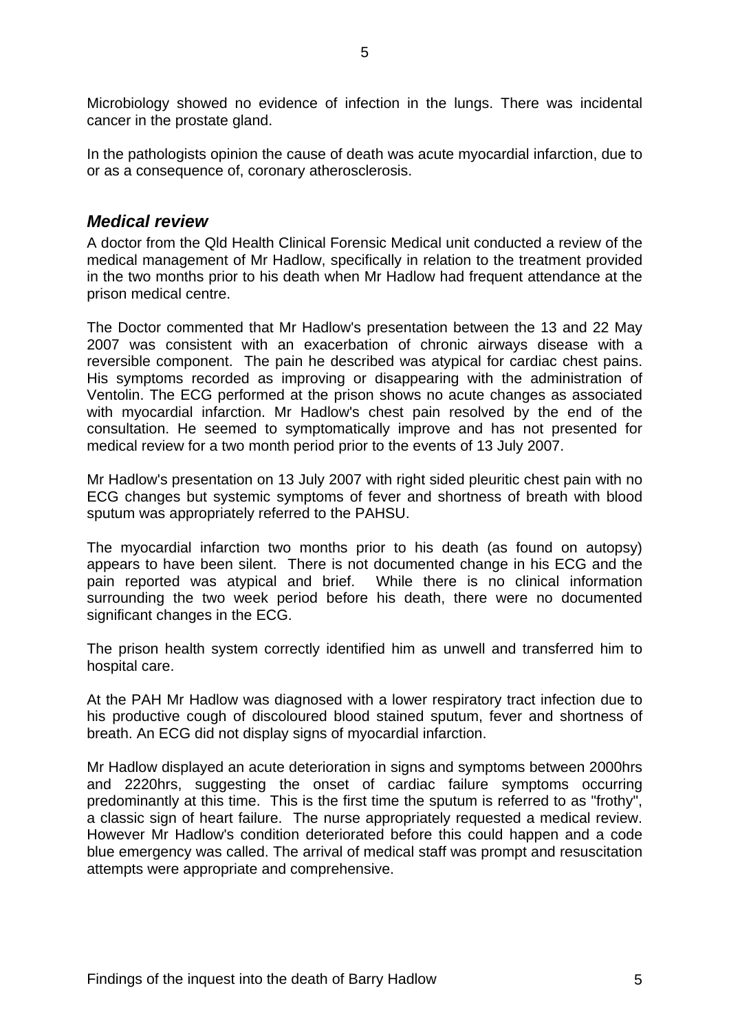Microbiology showed no evidence of infection in the lungs. There was incidental cancer in the prostate gland.

In the pathologists opinion the cause of death was acute myocardial infarction, due to or as a consequence of, coronary atherosclerosis.

## *Medical review*

A doctor from the Qld Health Clinical Forensic Medical unit conducted a review of the medical management of Mr Hadlow, specifically in relation to the treatment provided in the two months prior to his death when Mr Hadlow had frequent attendance at the prison medical centre.

The Doctor commented that Mr Hadlow's presentation between the 13 and 22 May 2007 was consistent with an exacerbation of chronic airways disease with a reversible component. The pain he described was atypical for cardiac chest pains. His symptoms recorded as improving or disappearing with the administration of Ventolin. The ECG performed at the prison shows no acute changes as associated with myocardial infarction. Mr Hadlow's chest pain resolved by the end of the consultation. He seemed to symptomatically improve and has not presented for medical review for a two month period prior to the events of 13 July 2007.

Mr Hadlow's presentation on 13 July 2007 with right sided pleuritic chest pain with no ECG changes but systemic symptoms of fever and shortness of breath with blood sputum was appropriately referred to the PAHSU.

The myocardial infarction two months prior to his death (as found on autopsy) appears to have been silent. There is not documented change in his ECG and the pain reported was atypical and brief. While there is no clinical information surrounding the two week period before his death, there were no documented significant changes in the ECG.

The prison health system correctly identified him as unwell and transferred him to hospital care.

At the PAH Mr Hadlow was diagnosed with a lower respiratory tract infection due to his productive cough of discoloured blood stained sputum, fever and shortness of breath. An ECG did not display signs of myocardial infarction.

Mr Hadlow displayed an acute deterioration in signs and symptoms between 2000hrs and 2220hrs, suggesting the onset of cardiac failure symptoms occurring predominantly at this time. This is the first time the sputum is referred to as "frothy", a classic sign of heart failure. The nurse appropriately requested a medical review. However Mr Hadlow's condition deteriorated before this could happen and a code blue emergency was called. The arrival of medical staff was prompt and resuscitation attempts were appropriate and comprehensive.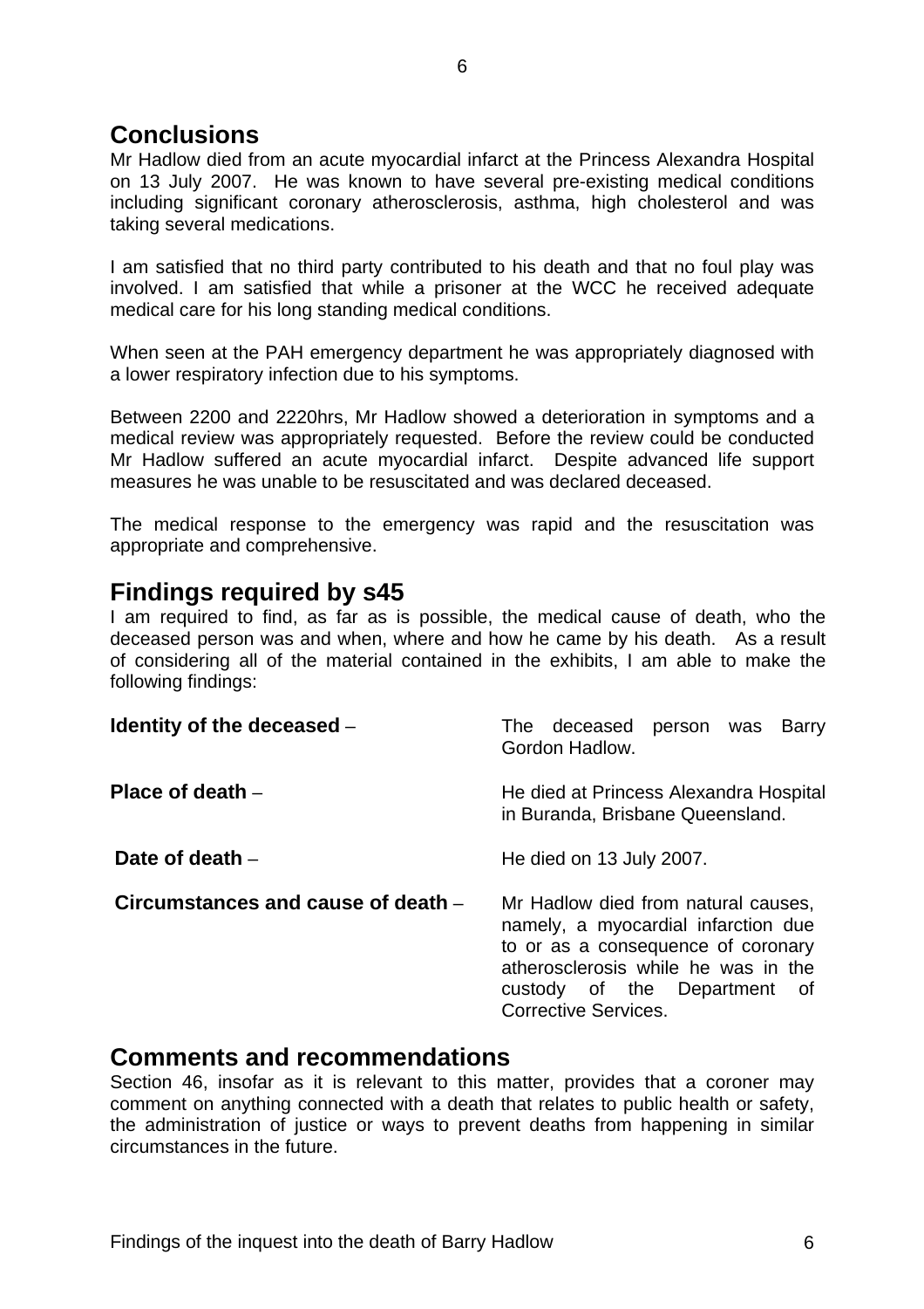## Conclusions

Mr Hadlow died from an acute myocardial infarct at the Princess Alexandra Hospital on 13 July 2007. He was known to have several pre-existing medical conditions including significant coronary atherosclerosis, asthma, high cholesterol and was taking several medications.

I am satisfied that no third party contributed to his death and that no foul play was involved. I am satisfied that while a prisoner at the WCC he received adequate medical care for his long standing medical conditions.

When seen at the PAH emergency department he was appropriately diagnosed with a lower respiratory infection due to his symptoms.

Between 2200 and 2220hrs, Mr Hadlow showed a deterioration in symptoms and a medical review was appropriately requested. Before the review could be conducted Mr Hadlow suffered an acute myocardial infarct. Despite advanced life support measures he was unable to be resuscitated and was declared deceased.

The medical response to the emergency was rapid and the resuscitation was appropriate and comprehensive.

## Findings required by s45

I am required to find, as far as is possible, the medical cause of death, who the deceased person was and when, where and how he came by his death. As a result of considering all of the material contained in the exhibits, I am able to make the following findings:

**Identity of the deceased** – The deceased person was Barry Gordon Hadlow.

**Place of death** – He died at Princess Alexandra Hospital in Buranda, Brisbane Queensland.

**Date of death** – He died on 13 July 2007.

**Circumstances and cause of death** – Mr Hadlow died from natural causes, namely, a myocardial infarction due to or as a consequence of coronary atherosclerosis while he was in the custody of the Department of Corrective Services.

## Comments and recommendations

Section 46, insofar as it is relevant to this matter, provides that a coroner may comment on anything connected with a death that relates to public health or safety, the administration of justice or ways to prevent deaths from happening in similar circumstances in the future.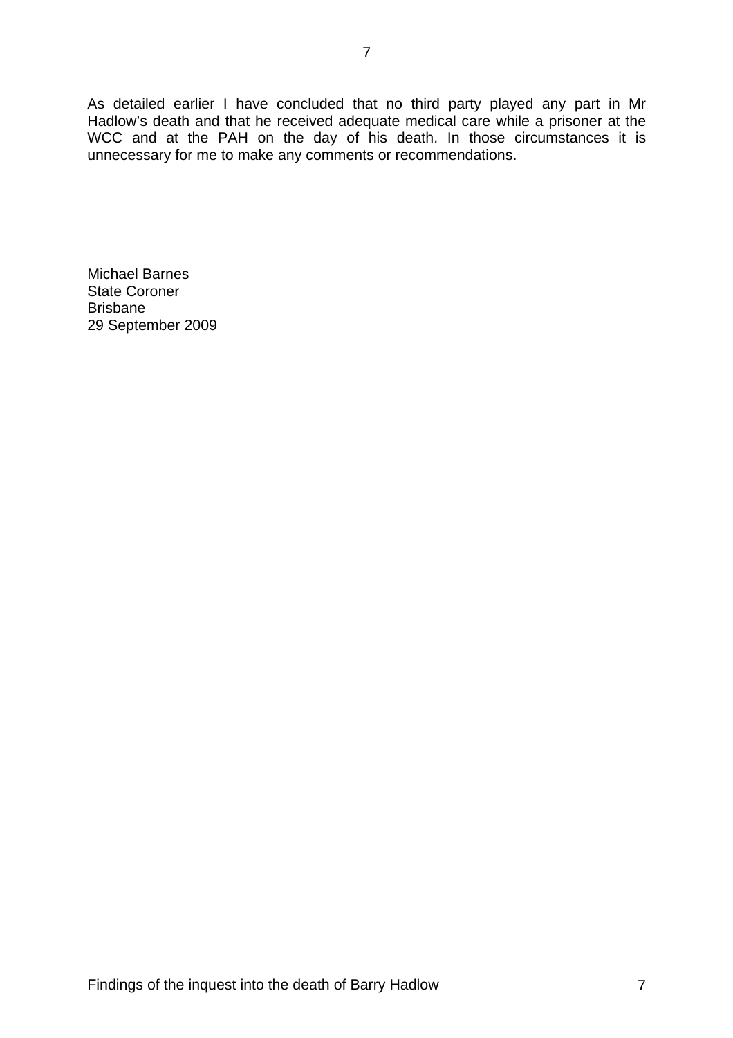As detailed earlier I have concluded that no third party played any part in Mr Hadlow's death and that he received adequate medical care while a prisoner at the WCC and at the PAH on the day of his death. In those circumstances it is unnecessary for me to make any comments or recommendations.

Michael Barnes
State Coroner
Brisbane
29 September 2009